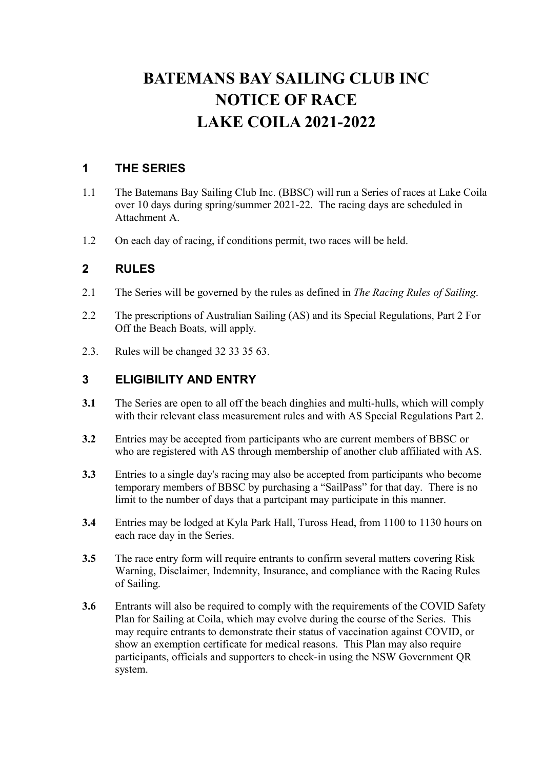# BATEMANS BAY SAILING CLUB INC
# NOTICE OF RACE
# LAKE COILA 2021-2022

## 1 THE SERIES

1.1 The Batemans Bay Sailing Club Inc. (BBSC) will run a Series of races at Lake Coila over 10 days during spring/summer 2021-22. The racing days are scheduled in Attachment A.

1.2 On each day of racing, if conditions permit, two races will be held.

## 2 RULES

2.1 The Series will be governed by the rules as defined in *The Racing Rules of Sailing*.

2.2 The prescriptions of Australian Sailing (AS) and its Special Regulations, Part 2 For Off the Beach Boats, will apply.

2.3. Rules will be changed 32 33 35 63.

## 3 ELIGIBILITY AND ENTRY

**3.1** The Series are open to all off the beach dinghies and multi-hulls, which will comply with their relevant class measurement rules and with AS Special Regulations Part 2.

**3.2** Entries may be accepted from participants who are current members of BBSC or who are registered with AS through membership of another club affiliated with AS.

**3.3** Entries to a single day's racing may also be accepted from participants who become temporary members of BBSC by purchasing a "SailPass" for that day. There is no limit to the number of days that a partcipant may participate in this manner.

**3.4** Entries may be lodged at Kyla Park Hall, Tuross Head, from 1100 to 1130 hours on each race day in the Series.

**3.5** The race entry form will require entrants to confirm several matters covering Risk Warning, Disclaimer, Indemnity, Insurance, and compliance with the Racing Rules of Sailing.

**3.6** Entrants will also be required to comply with the requirements of the COVID Safety Plan for Sailing at Coila, which may evolve during the course of the Series. This may require entrants to demonstrate their status of vaccination against COVID, or show an exemption certificate for medical reasons. This Plan may also require participants, officials and supporters to check-in using the NSW Government QR system.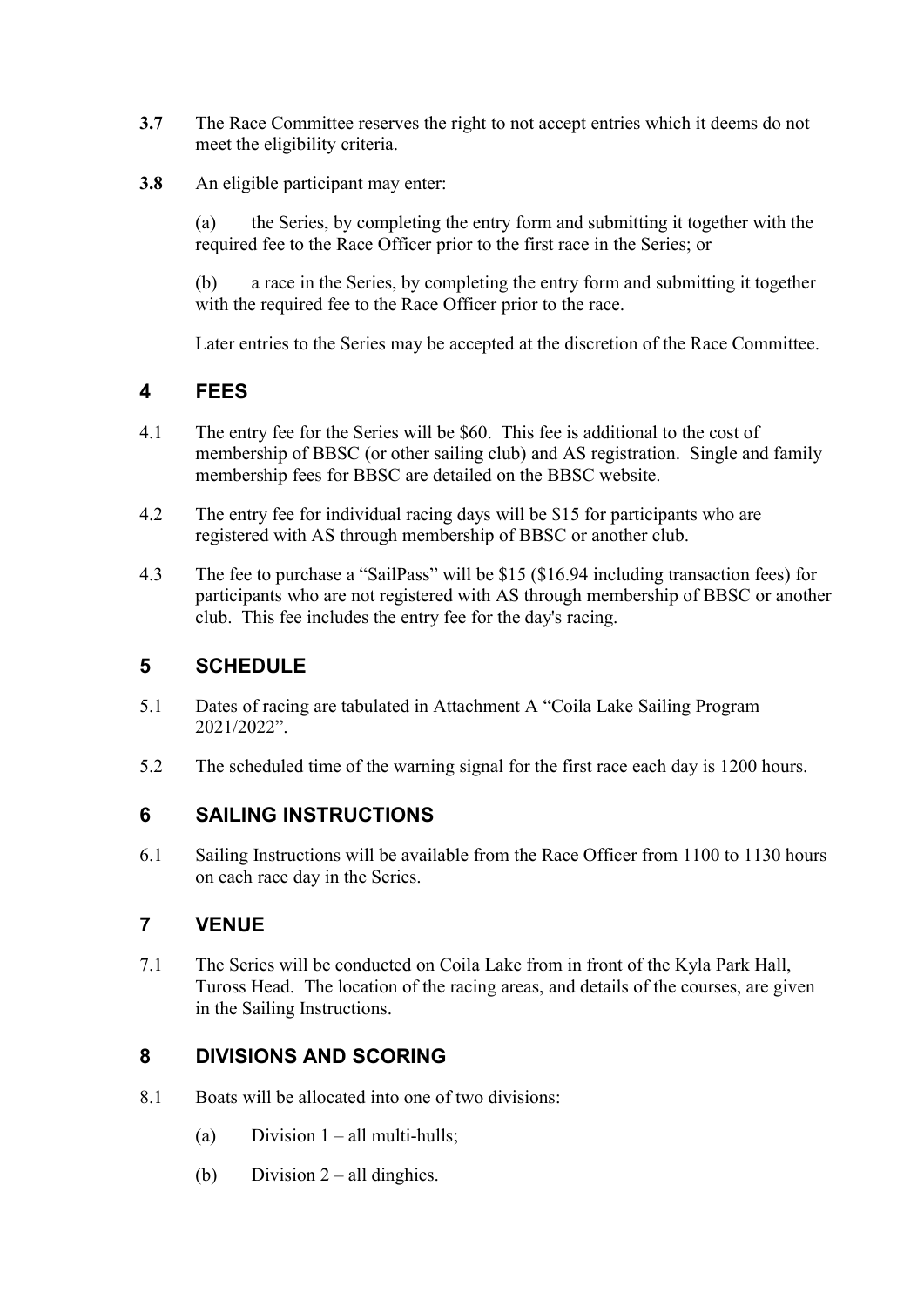**3.7** The Race Committee reserves the right to not accept entries which it deems do not meet the eligibility criteria.

**3.8** An eligible participant may enter:

(a) the Series, by completing the entry form and submitting it together with the required fee to the Race Officer prior to the first race in the Series; or

(b) a race in the Series, by completing the entry form and submitting it together with the required fee to the Race Officer prior to the race.

Later entries to the Series may be accepted at the discretion of the Race Committee.

## 4 FEES

4.1 The entry fee for the Series will be $60. This fee is additional to the cost of membership of BBSC (or other sailing club) and AS registration. Single and family membership fees for BBSC are detailed on the BBSC website.

4.2 The entry fee for individual racing days will be $15 for participants who are registered with AS through membership of BBSC or another club.

4.3 The fee to purchase a "SailPass" will be $15 ($16.94 including transaction fees) for participants who are not registered with AS through membership of BBSC or another club. This fee includes the entry fee for the day's racing.

## 5 SCHEDULE

5.1 Dates of racing are tabulated in Attachment A "Coila Lake Sailing Program 2021/2022".

5.2 The scheduled time of the warning signal for the first race each day is 1200 hours.

## 6 SAILING INSTRUCTIONS

6.1 Sailing Instructions will be available from the Race Officer from 1100 to 1130 hours on each race day in the Series.

## 7 VENUE

7.1 The Series will be conducted on Coila Lake from in front of the Kyla Park Hall, Tuross Head. The location of the racing areas, and details of the courses, are given in the Sailing Instructions.

## 8 DIVISIONS AND SCORING

8.1 Boats will be allocated into one of two divisions:

(a) Division 1 – all multi-hulls;

(b) Division 2 – all dinghies.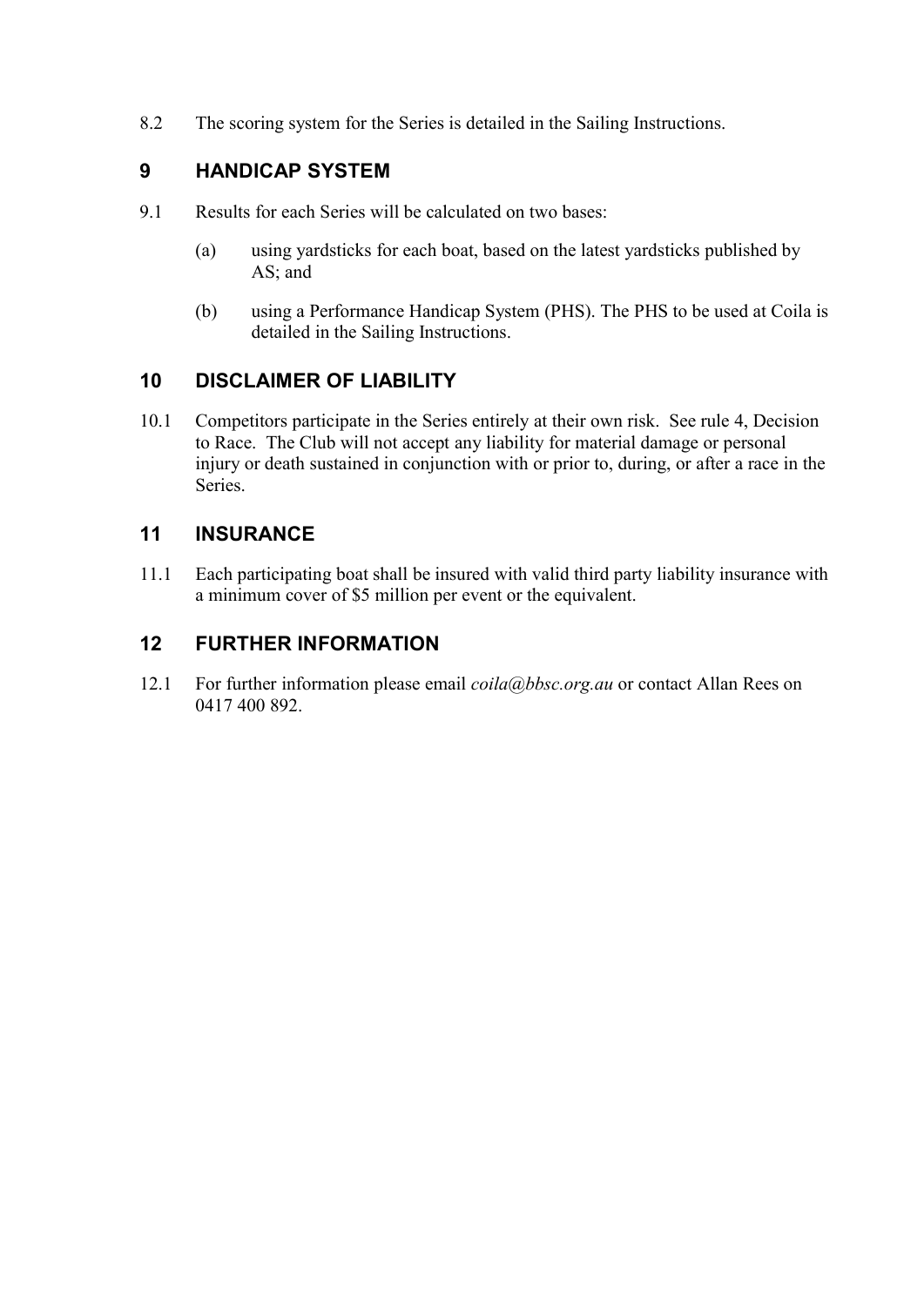8.2 The scoring system for the Series is detailed in the Sailing Instructions.

## 9 HANDICAP SYSTEM

9.1 Results for each Series will be calculated on two bases:

(a) using yardsticks for each boat, based on the latest yardsticks published by AS; and

(b) using a Performance Handicap System (PHS). The PHS to be used at Coila is detailed in the Sailing Instructions.

## 10 DISCLAIMER OF LIABILITY

10.1 Competitors participate in the Series entirely at their own risk. See rule 4, Decision to Race. The Club will not accept any liability for material damage or personal injury or death sustained in conjunction with or prior to, during, or after a race in the Series.

## 11 INSURANCE

11.1 Each participating boat shall be insured with valid third party liability insurance with a minimum cover of $5 million per event or the equivalent.

## 12 FURTHER INFORMATION

12.1 For further information please email *coila@bbsc.org.au* or contact Allan Rees on 0417 400 892.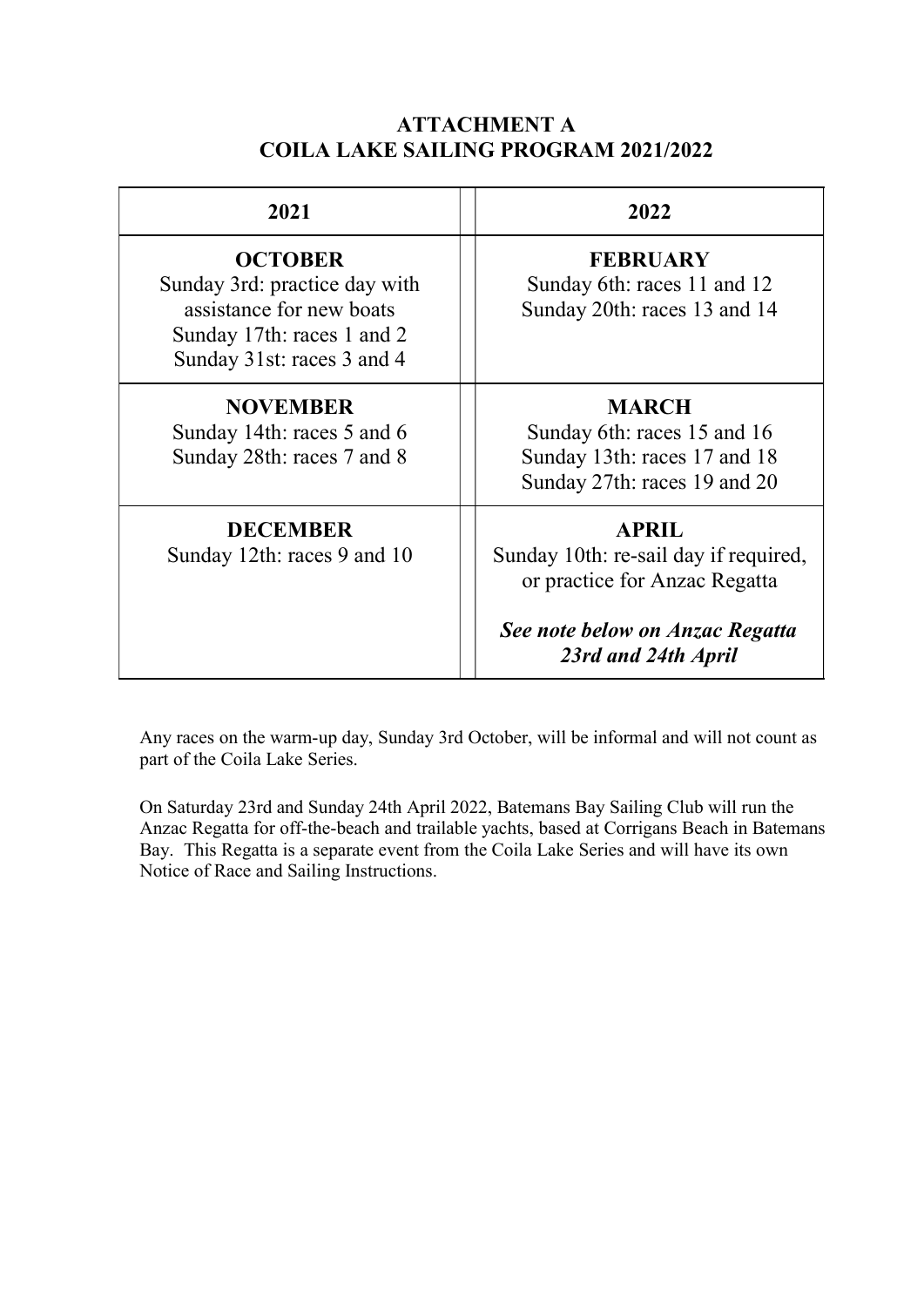## ATTACHMENT A
## COILA LAKE SAILING PROGRAM 2021/2022

| 2021 | 2022 |
|---|---|
| **OCTOBER**<br>Sunday 3rd: practice day with assistance for new boats<br>Sunday 17th: races 1 and 2<br>Sunday 31st: races 3 and 4 | **FEBRUARY**<br>Sunday 6th: races 11 and 12<br>Sunday 20th: races 13 and 14 |
| **NOVEMBER**<br>Sunday 14th: races 5 and 6<br>Sunday 28th: races 7 and 8 | **MARCH**<br>Sunday 6th: races 15 and 16<br>Sunday 13th: races 17 and 18<br>Sunday 27th: races 19 and 20 |
| **DECEMBER**<br>Sunday 12th: races 9 and 10 | **APRIL**<br>Sunday 10th: re-sail day if required, or practice for Anzac Regatta<br><br>***See note below on Anzac Regatta 23rd and 24th April*** |

Any races on the warm-up day, Sunday 3rd October, will be informal and will not count as part of the Coila Lake Series.

On Saturday 23rd and Sunday 24th April 2022, Batemans Bay Sailing Club will run the Anzac Regatta for off-the-beach and trailable yachts, based at Corrigans Beach in Batemans Bay. This Regatta is a separate event from the Coila Lake Series and will have its own Notice of Race and Sailing Instructions.